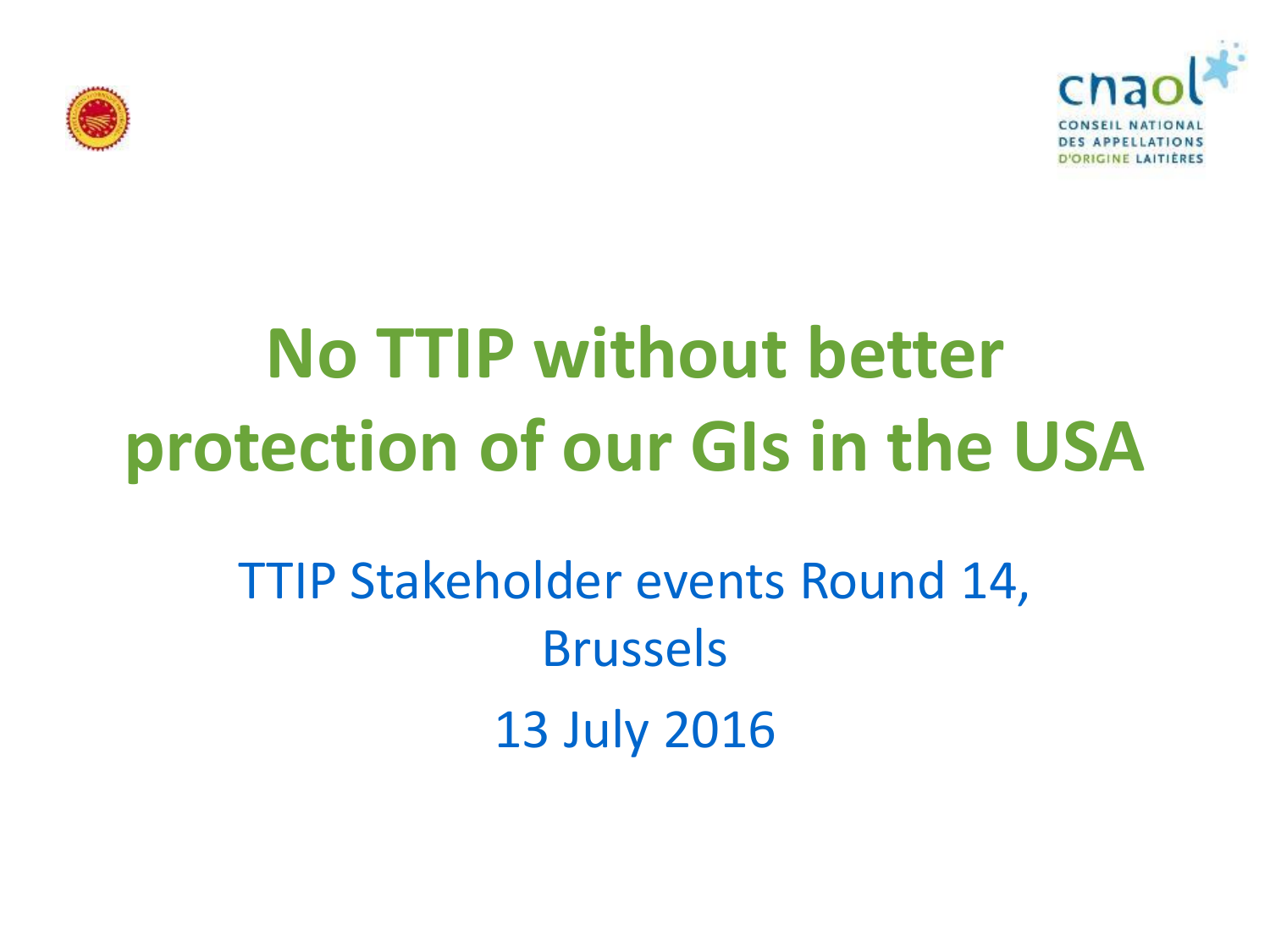cnaol

CONSEIL NATIONAL DES APPELLATIONS D'ORIGINE LAITIÈRES

# No TTIP without better protection of our GIs in the USA

TTIP Stakeholder events Round 14, Brussels

13 July 2016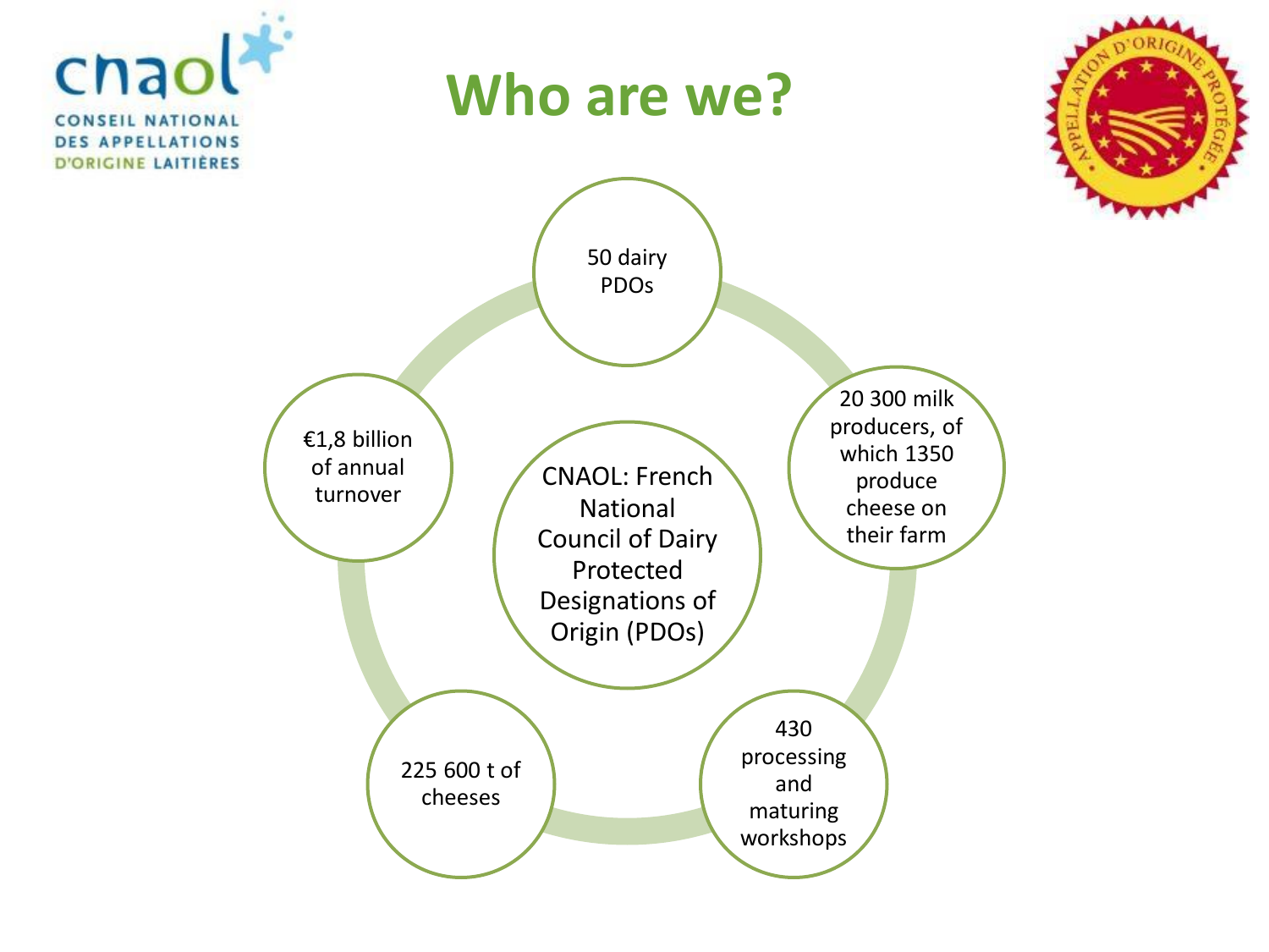cnaol
CONSEIL NATIONAL DES APPELLATIONS D'ORIGINE LAITIÈRES

# Who are we?

- CNAOL: French National Council of Dairy Protected Designations of Origin (PDOs)
- 50 dairy PDOs
- 20 300 milk producers, of which 1350 produce cheese on their farm
- 430 processing and maturing workshops
- 225 600 t of cheeses
- €1,8 billion of annual turnover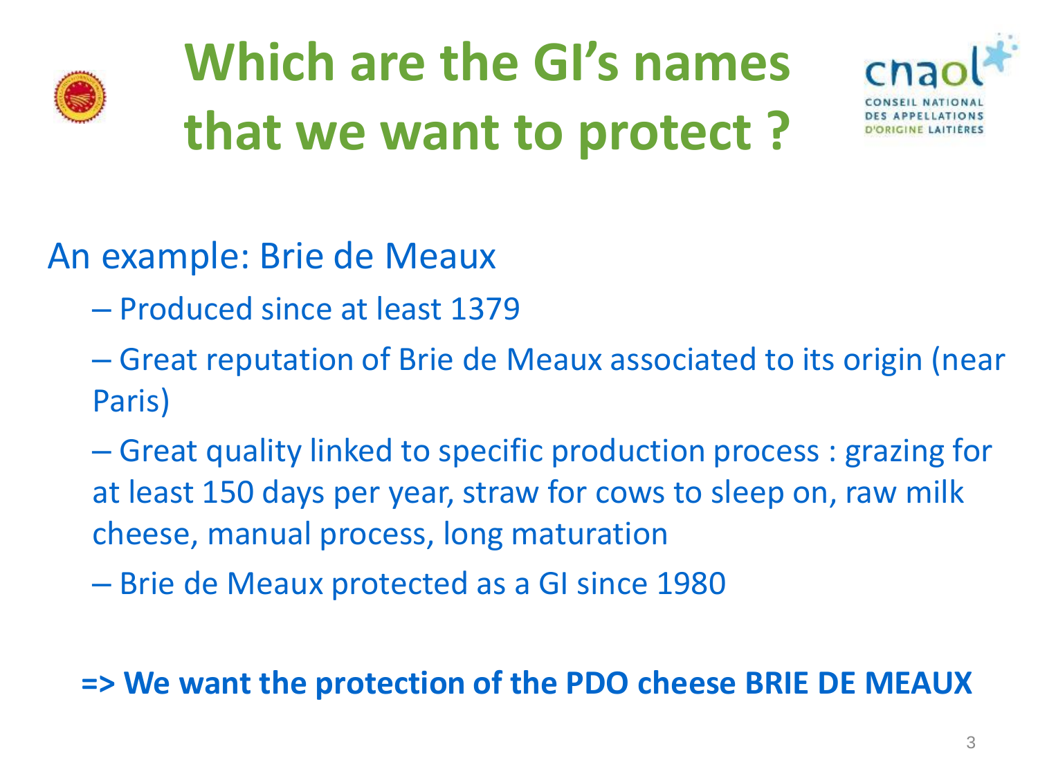# Which are the GI's names that we want to protect ?

CONSEIL NATIONAL DES APPELLATIONS D'ORIGINE LAITIÈRES

An example: Brie de Meaux

- Produced since at least 1379
- Great reputation of Brie de Meaux associated to its origin (near Paris)
- Great quality linked to specific production process : grazing for at least 150 days per year, straw for cows to sleep on, raw milk cheese, manual process, long maturation
- Brie de Meaux protected as a GI since 1980

**=> We want the protection of the PDO cheese BRIE DE MEAUX**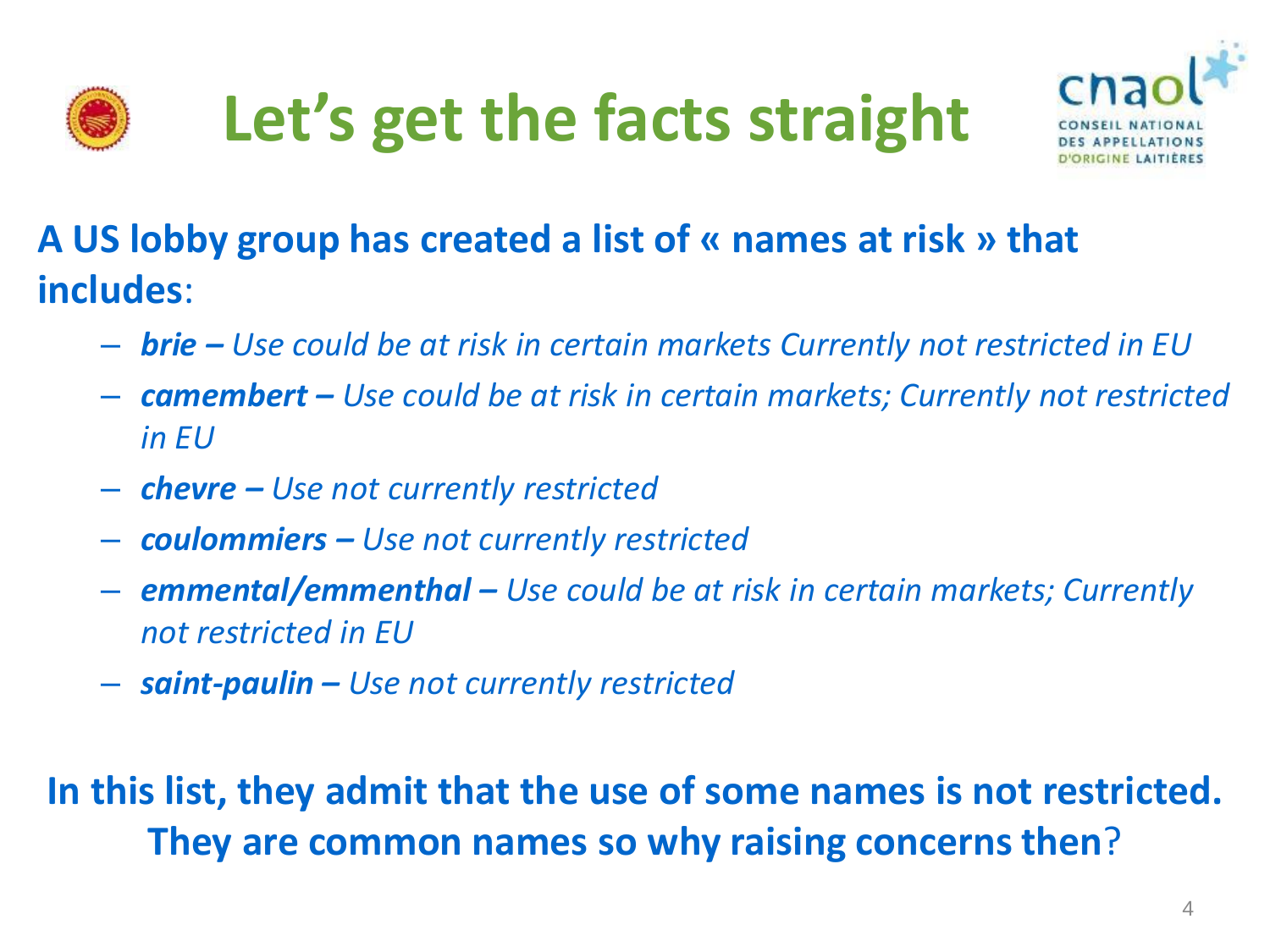# Let's get the facts straight

**A US lobby group has created a list of « names at risk » that includes**:

- ***brie –*** *Use could be at risk in certain markets Currently not restricted in EU*
- ***camembert –*** *Use could be at risk in certain markets; Currently not restricted in EU*
- ***chevre –*** *Use not currently restricted*
- ***coulommiers –*** *Use not currently restricted*
- ***emmental/emmenthal –*** *Use could be at risk in certain markets; Currently not restricted in EU*
- ***saint-paulin –*** *Use not currently restricted*

**In this list, they admit that the use of some names is not restricted. They are common names so why raising concerns then**?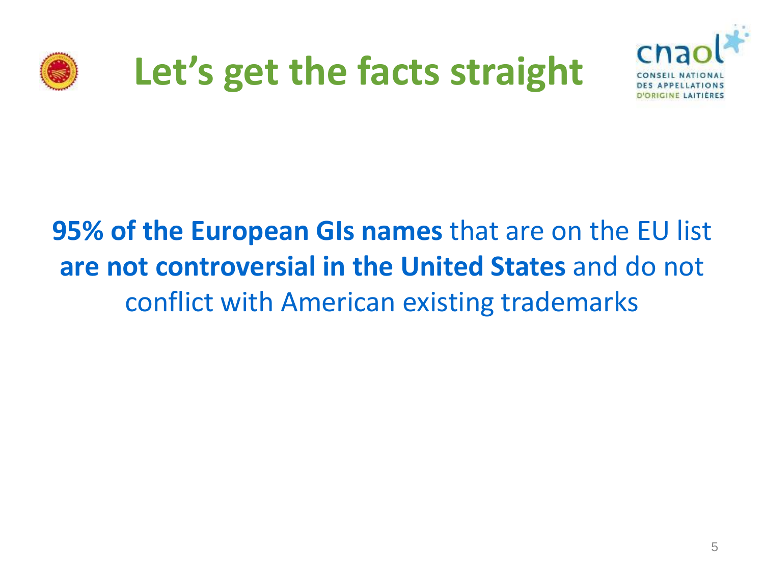# Let's get the facts straight

**95% of the European GIs names** that are on the EU list **are not controversial in the United States** and do not conflict with American existing trademarks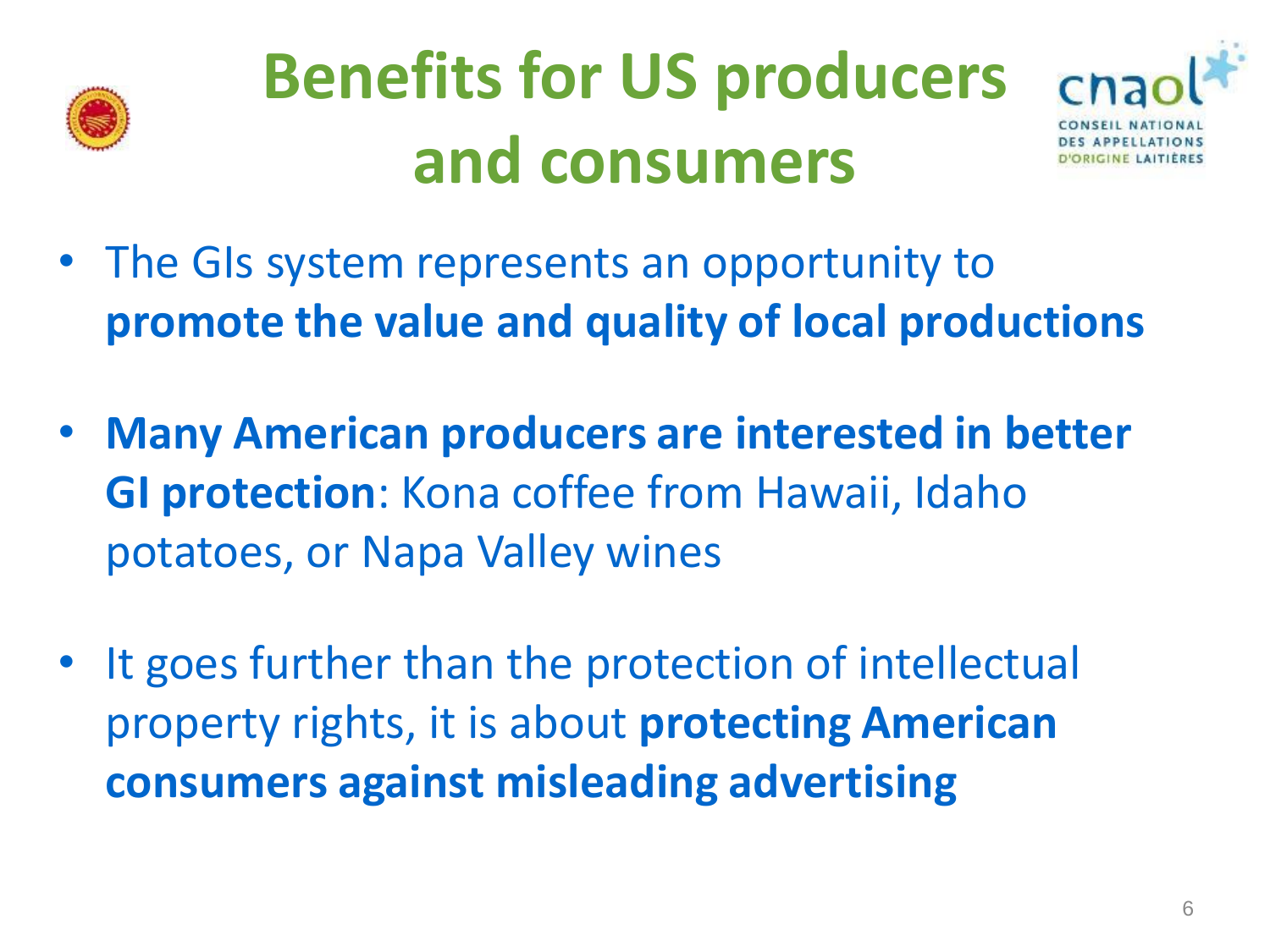# Benefits for US producers and consumers

- The GIs system represents an opportunity to **promote the value and quality of local productions**
- **Many American producers are interested in better GI protection**: Kona coffee from Hawaii, Idaho potatoes, or Napa Valley wines
- It goes further than the protection of intellectual property rights, it is about **protecting American consumers against misleading advertising**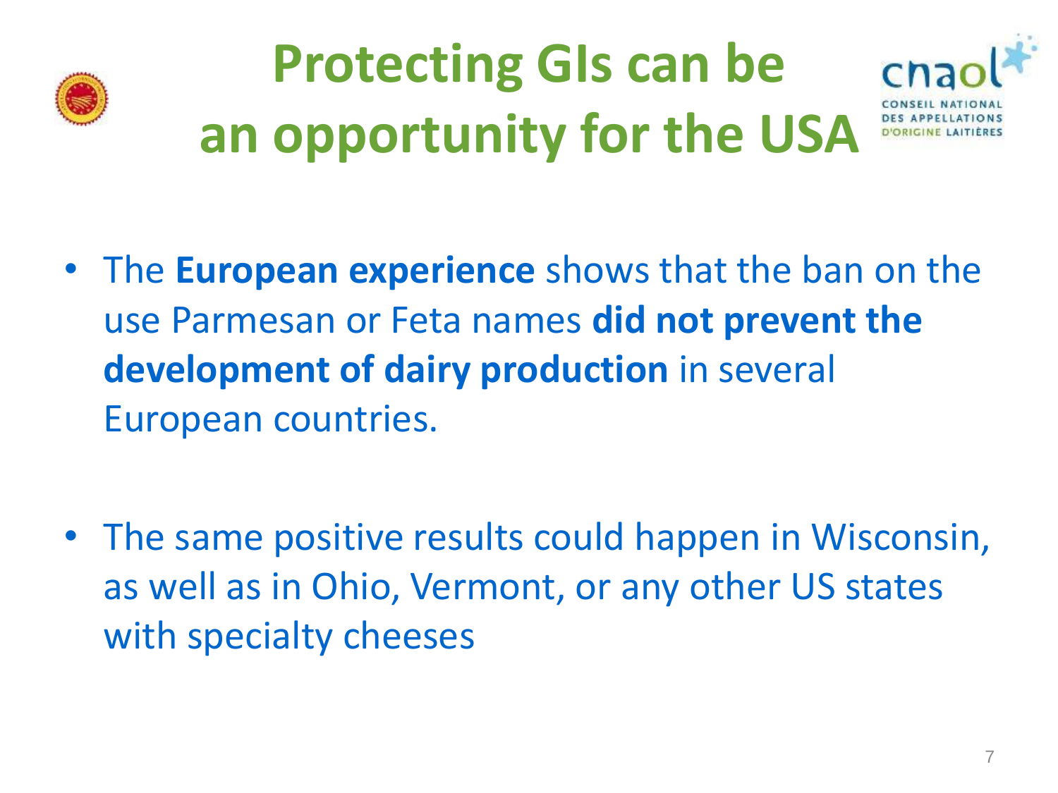# Protecting GIs can be an opportunity for the USA

cnaol
CONSEIL NATIONAL DES APPELLATIONS D'ORIGINE LAITIÈRES

- The **European experience** shows that the ban on the use Parmesan or Feta names **did not prevent the development of dairy production** in several European countries.

- The same positive results could happen in Wisconsin, as well as in Ohio, Vermont, or any other US states with specialty cheeses